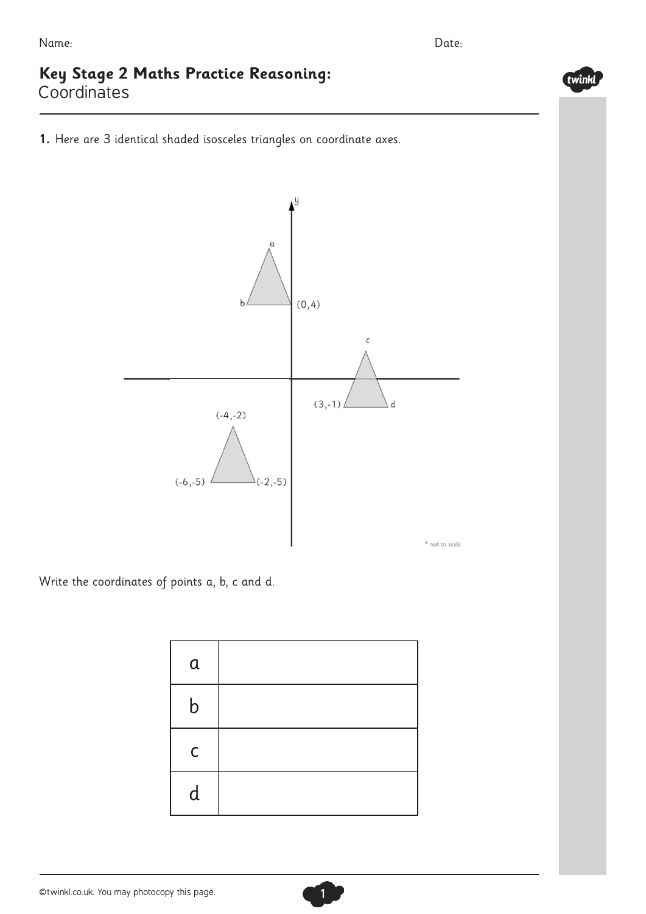Name: Date:

# Key Stage 2 Maths Practice Reasoning:
## Coordinates

**1.** Here are 3 identical shaded isosceles triangles on coordinate axes.

y

a

b (0,4)

c

(3,-1) d

(-4,-2)

(-6,-5) (-2,-5)

* not to scale

Write the coordinates of points a, b, c and d.

| | |
|---|---|
| a | |
| b | |
| c | |
| d | |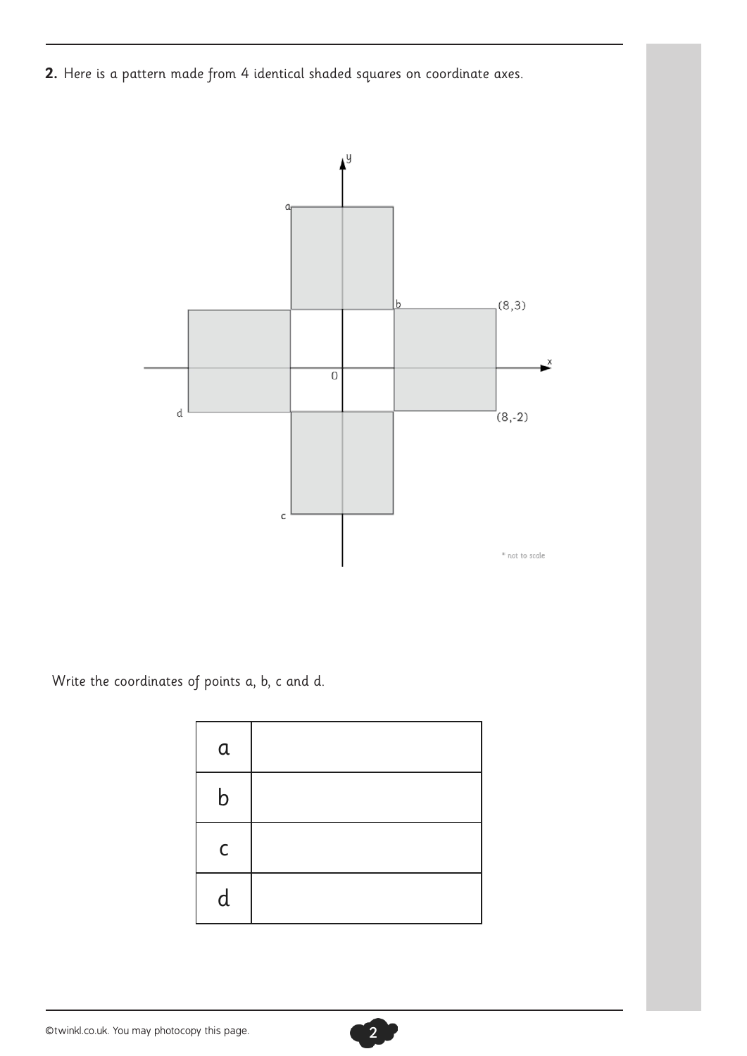**2.** Here is a pattern made from 4 identical shaded squares on coordinate axes.

Write the coordinates of points a, b, c and d.

| | |
|---|---|
| a | |
| b | |
| c | |
| d | |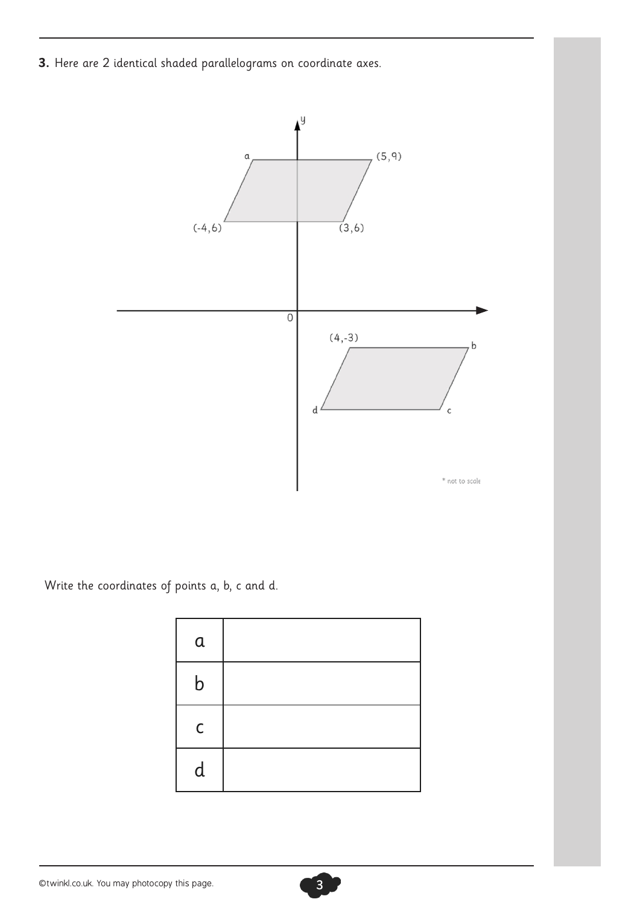**3.** Here are 2 identical shaded parallelograms on coordinate axes.

y

a (5, 9)

(-4, 6) (3, 6)

0

(4, -3) b

d c

* not to scale

Write the coordinates of points a, b, c and d.

| | |
|---|---|
| a | |
| b | |
| c | |
| d | |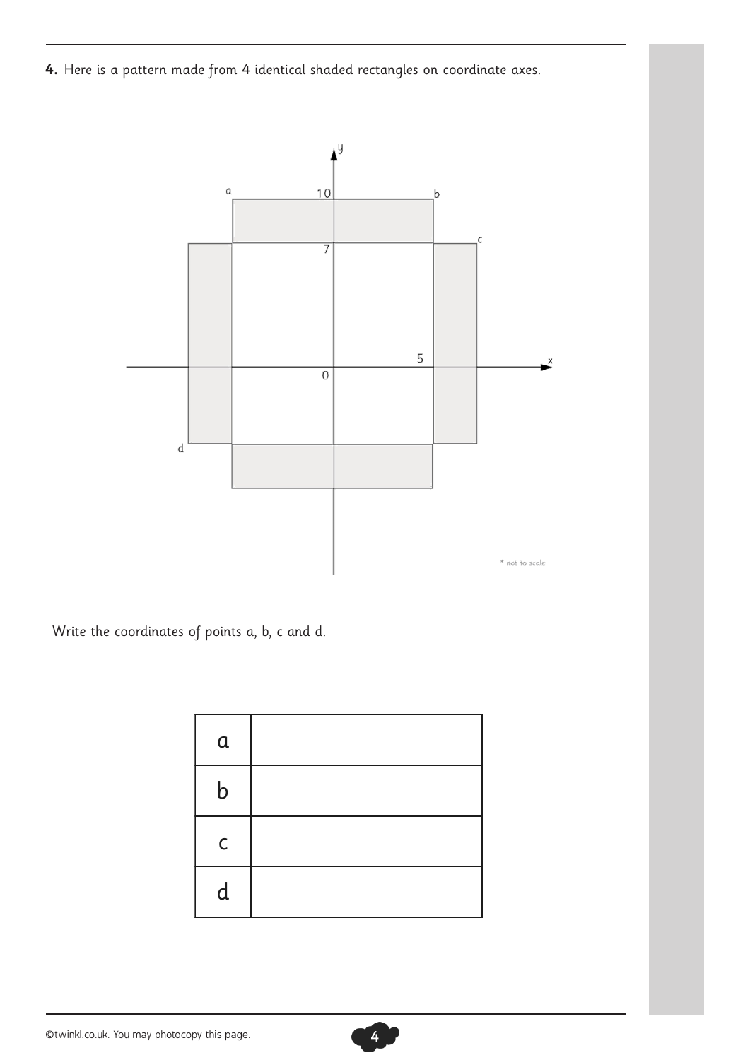**4.** Here is a pattern made from 4 identical shaded rectangles on coordinate axes.

\* not to scale

Write the coordinates of points a, b, c and d.

| | |
|---|---|
| a | |
| b | |
| c | |
| d | |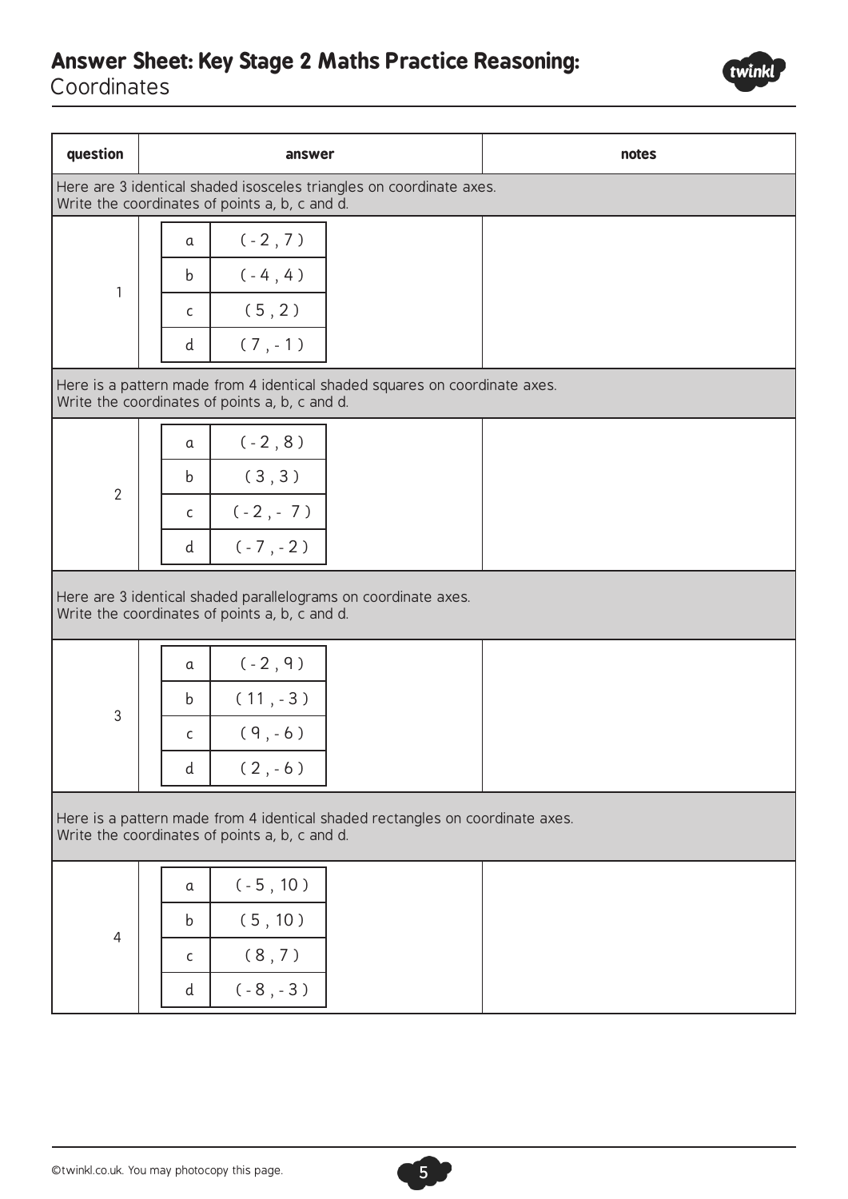# Answer Sheet: Key Stage 2 Maths Practice Reasoning:

Coordinates

| question | answer | | notes |
|---|---|---|---|
| Here are 3 identical shaded isosceles triangles on coordinate axes. Write the coordinates of points a, b, c and d. | | | |
| 1 | a | ( - 2 , 7 ) | |
| | b | ( - 4 , 4 ) | |
| | c | ( 5 , 2 ) | |
| | d | ( 7 , - 1 ) | |
| Here is a pattern made from 4 identical shaded squares on coordinate axes. Write the coordinates of points a, b, c and d. | | | |
| 2 | a | ( - 2 , 8 ) | |
| | b | ( 3 , 3 ) | |
| | c | ( - 2 , - 7 ) | |
| | d | ( - 7 , - 2 ) | |
| Here are 3 identical shaded parallelograms on coordinate axes. Write the coordinates of points a, b, c and d. | | | |
| 3 | a | ( - 2 , 9 ) | |
| | b | ( 11 , - 3 ) | |
| | c | ( 9 , - 6 ) | |
| | d | ( 2 , - 6 ) | |
| Here is a pattern made from 4 identical shaded rectangles on coordinate axes. Write the coordinates of points a, b, c and d. | | | |
| 4 | a | ( - 5 , 10 ) | |
| | b | ( 5 , 10 ) | |
| | c | ( 8 , 7 ) | |
| | d | ( - 8 , - 3 ) | |

©twinkl.co.uk. You may photocopy this page.